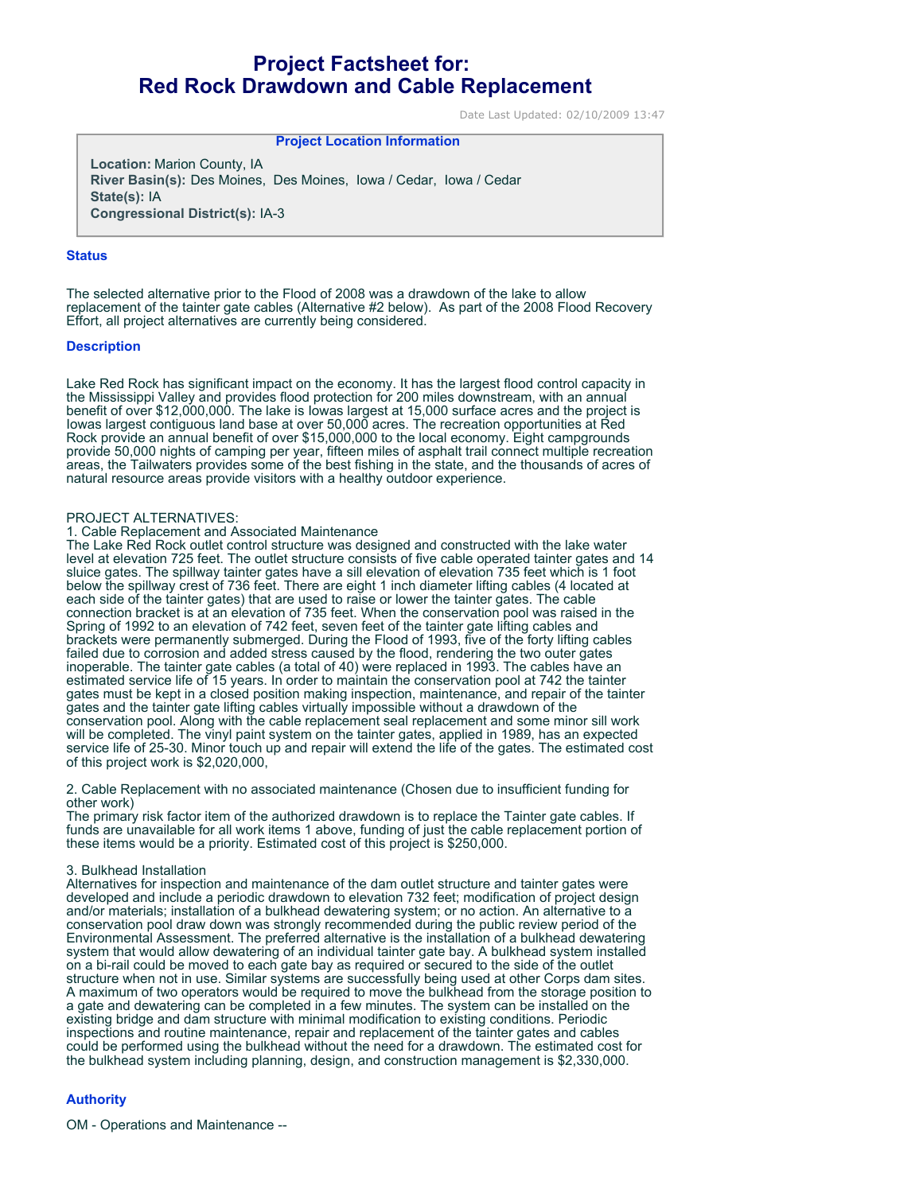# Project Factsheet for: Red Rock Drawdown and Cable Replacement

Date Last Updated: 02/10/2009 13:47

**Project Location Information**

**Location:** Marion County, IA
**River Basin(s):** Des Moines, Des Moines, Iowa / Cedar, Iowa / Cedar
**State(s):** IA
**Congressional District(s):** IA-3

## Status

The selected alternative prior to the Flood of 2008 was a drawdown of the lake to allow replacement of the tainter gate cables (Alternative #2 below). As part of the 2008 Flood Recovery Effort, all project alternatives are currently being considered.

## Description

Lake Red Rock has significant impact on the economy. It has the largest flood control capacity in the Mississippi Valley and provides flood protection for 200 miles downstream, with an annual benefit of over $12,000,000. The lake is Iowas largest at 15,000 surface acres and the project is Iowas largest contiguous land base at over 50,000 acres. The recreation opportunities at Red Rock provide an annual benefit of over $15,000,000 to the local economy. Eight campgrounds provide 50,000 nights of camping per year, fifteen miles of asphalt trail connect multiple recreation areas, the Tailwaters provides some of the best fishing in the state, and the thousands of acres of natural resource areas provide visitors with a healthy outdoor experience.

PROJECT ALTERNATIVES:

1. Cable Replacement and Associated Maintenance

The Lake Red Rock outlet control structure was designed and constructed with the lake water level at elevation 725 feet. The outlet structure consists of five cable operated tainter gates and 14 sluice gates. The spillway tainter gates have a sill elevation of elevation 735 feet which is 1 foot below the spillway crest of 736 feet. There are eight 1 inch diameter lifting cables (4 located at each side of the tainter gates) that are used to raise or lower the tainter gates. The cable connection bracket is at an elevation of 735 feet. When the conservation pool was raised in the Spring of 1992 to an elevation of 742 feet, seven feet of the tainter gate lifting cables and brackets were permanently submerged. During the Flood of 1993, five of the forty lifting cables failed due to corrosion and added stress caused by the flood, rendering the two outer gates inoperable. The tainter gate cables (a total of 40) were replaced in 1993. The cables have an estimated service life of 15 years. In order to maintain the conservation pool at 742 the tainter gates must be kept in a closed position making inspection, maintenance, and repair of the tainter gates and the tainter gate lifting cables virtually impossible without a drawdown of the conservation pool. Along with the cable replacement seal replacement and some minor sill work will be completed. The vinyl paint system on the tainter gates, applied in 1989, has an expected service life of 25-30. Minor touch up and repair will extend the life of the gates. The estimated cost of this project work is $2,020,000,

2. Cable Replacement with no associated maintenance (Chosen due to insufficient funding for other work)

The primary risk factor item of the authorized drawdown is to replace the Tainter gate cables. If funds are unavailable for all work items 1 above, funding of just the cable replacement portion of these items would be a priority. Estimated cost of this project is $250,000.

3. Bulkhead Installation

Alternatives for inspection and maintenance of the dam outlet structure and tainter gates were developed and include a periodic drawdown to elevation 732 feet; modification of project design and/or materials; installation of a bulkhead dewatering system; or no action. An alternative to a conservation pool draw down was strongly recommended during the public review period of the Environmental Assessment. The preferred alternative is the installation of a bulkhead dewatering system that would allow dewatering of an individual tainter gate bay. A bulkhead system installed on a bi-rail could be moved to each gate bay as required or secured to the side of the outlet structure when not in use. Similar systems are successfully being used at other Corps dam sites. A maximum of two operators would be required to move the bulkhead from the storage position to a gate and dewatering can be completed in a few minutes. The system can be installed on the existing bridge and dam structure with minimal modification to existing conditions. Periodic inspections and routine maintenance, repair and replacement of the tainter gates and cables could be performed using the bulkhead without the need for a drawdown. The estimated cost for the bulkhead system including planning, design, and construction management is $2,330,000.

## Authority

OM - Operations and Maintenance --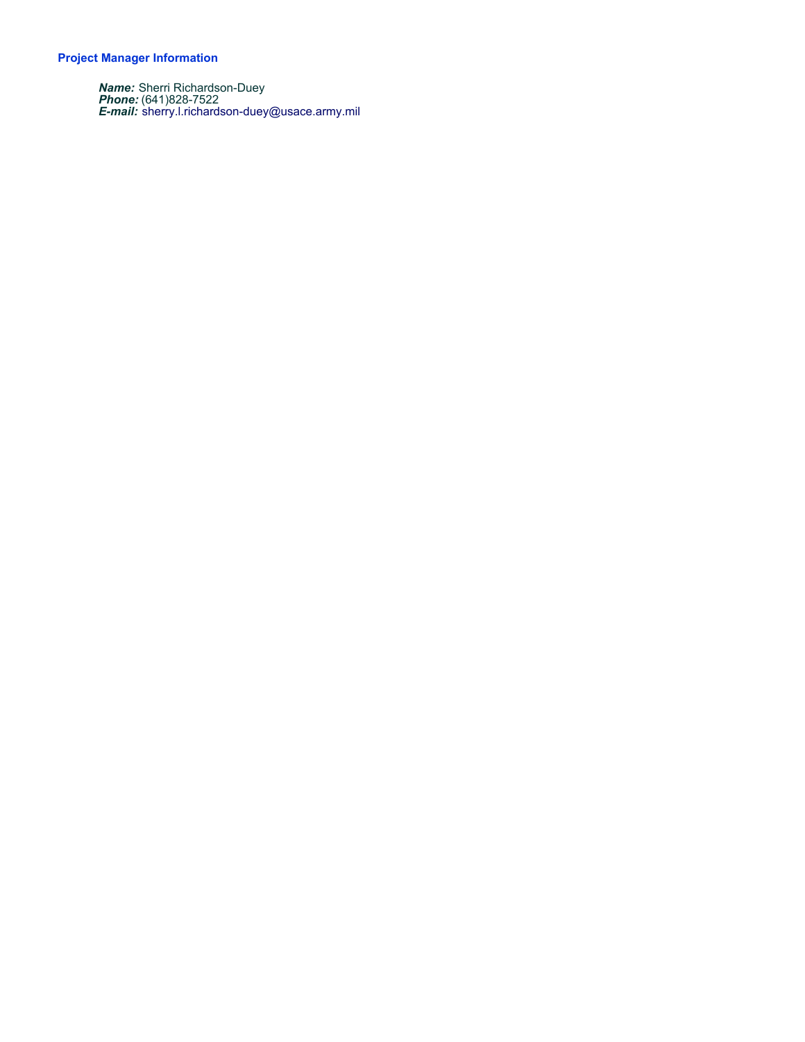### Project Manager Information

***Name:*** Sherri Richardson-Duey
***Phone:*** (641)828-7522
***E-mail:*** sherry.l.richardson-duey@usace.army.mil